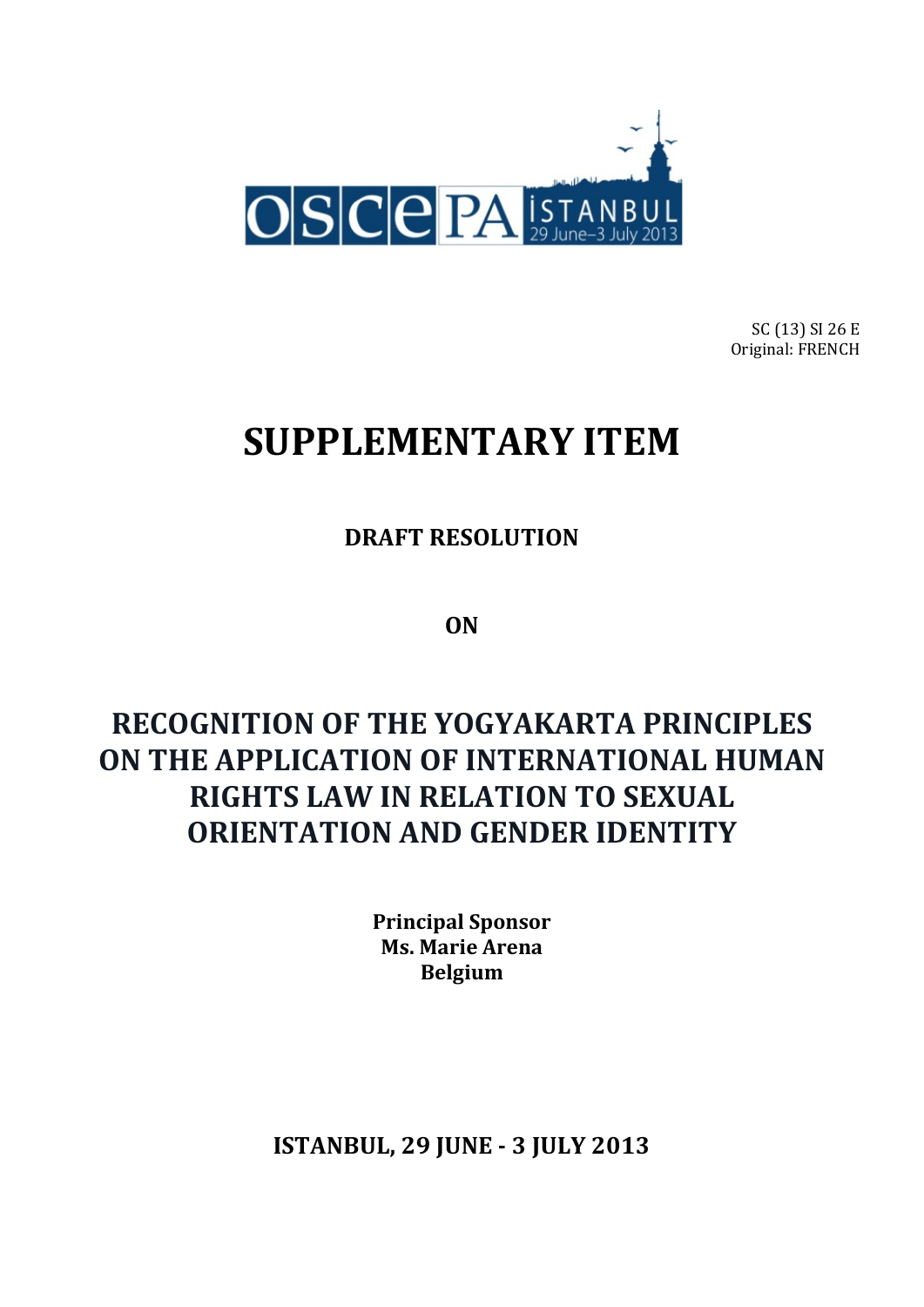SC (13) SI 26 E
Original: FRENCH

# SUPPLEMENTARY ITEM

## DRAFT RESOLUTION

## ON

# RECOGNITION OF THE YOGYAKARTA PRINCIPLES ON THE APPLICATION OF INTERNATIONAL HUMAN RIGHTS LAW IN RELATION TO SEXUAL ORIENTATION AND GENDER IDENTITY

**Principal Sponsor**
**Ms. Marie Arena**
**Belgium**

**ISTANBUL, 29 JUNE - 3 JULY 2013**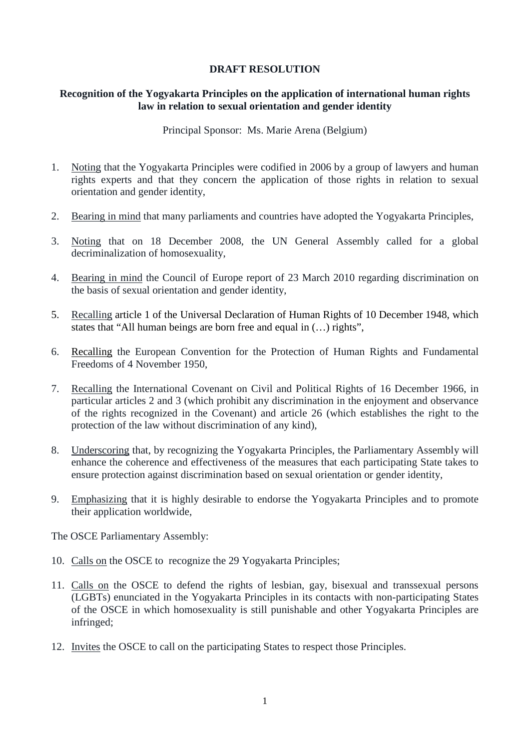**DRAFT RESOLUTION**

**Recognition of the Yogyakarta Principles on the application of international human rights law in relation to sexual orientation and gender identity**

Principal Sponsor: Ms. Marie Arena (Belgium)

1. Noting that the Yogyakarta Principles were codified in 2006 by a group of lawyers and human rights experts and that they concern the application of those rights in relation to sexual orientation and gender identity,

2. Bearing in mind that many parliaments and countries have adopted the Yogyakarta Principles,

3. Noting that on 18 December 2008, the UN General Assembly called for a global decriminalization of homosexuality,

4. Bearing in mind the Council of Europe report of 23 March 2010 regarding discrimination on the basis of sexual orientation and gender identity,

5. Recalling article 1 of the Universal Declaration of Human Rights of 10 December 1948, which states that "All human beings are born free and equal in (…) rights",

6. Recalling the European Convention for the Protection of Human Rights and Fundamental Freedoms of 4 November 1950,

7. Recalling the International Covenant on Civil and Political Rights of 16 December 1966, in particular articles 2 and 3 (which prohibit any discrimination in the enjoyment and observance of the rights recognized in the Covenant) and article 26 (which establishes the right to the protection of the law without discrimination of any kind),

8. Underscoring that, by recognizing the Yogyakarta Principles, the Parliamentary Assembly will enhance the coherence and effectiveness of the measures that each participating State takes to ensure protection against discrimination based on sexual orientation or gender identity,

9. Emphasizing that it is highly desirable to endorse the Yogyakarta Principles and to promote their application worldwide,

The OSCE Parliamentary Assembly:

10. Calls on the OSCE to recognize the 29 Yogyakarta Principles;

11. Calls on the OSCE to defend the rights of lesbian, gay, bisexual and transsexual persons (LGBTs) enunciated in the Yogyakarta Principles in its contacts with non-participating States of the OSCE in which homosexuality is still punishable and other Yogyakarta Principles are infringed;

12. Invites the OSCE to call on the participating States to respect those Principles.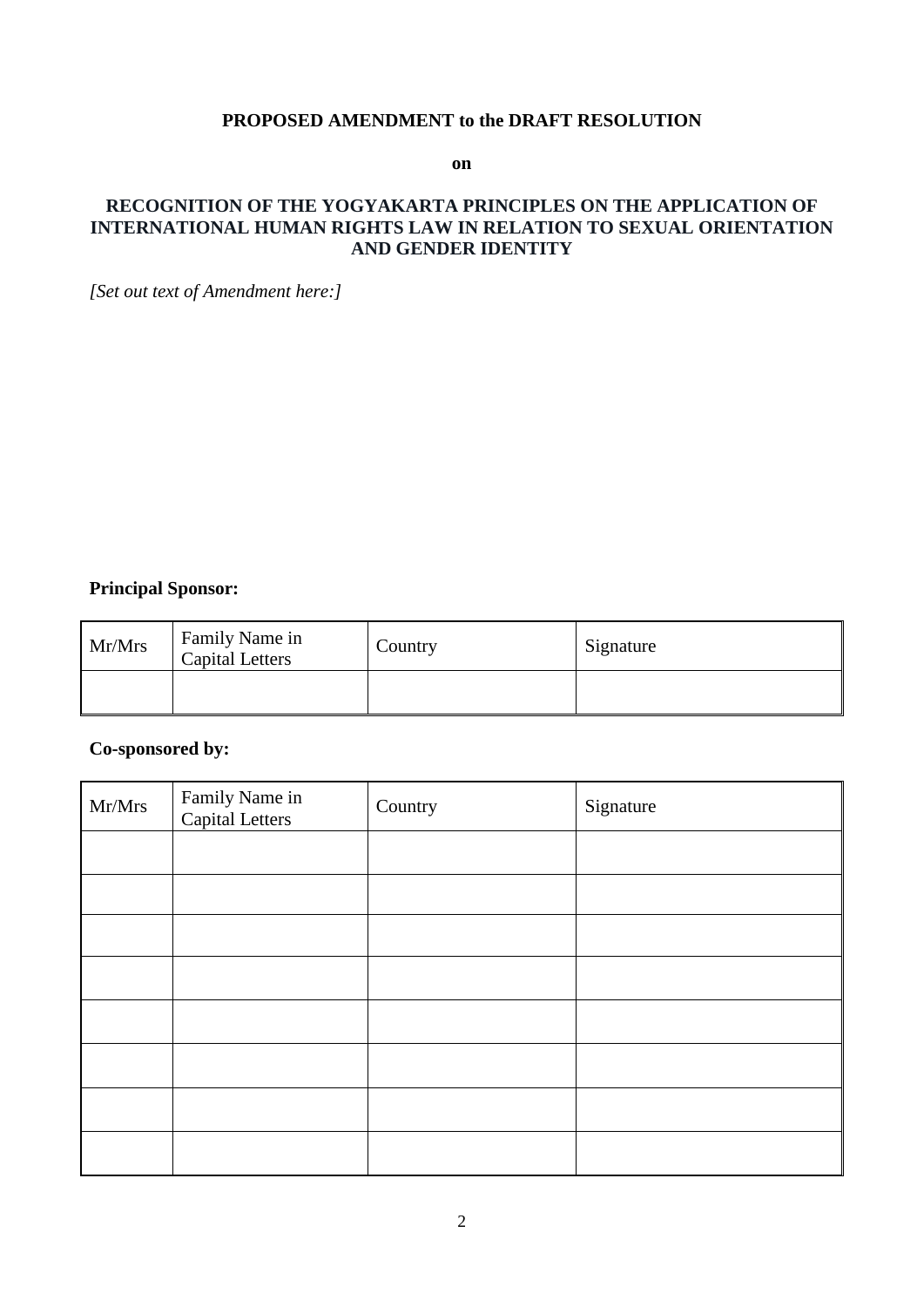**PROPOSED AMENDMENT to the DRAFT RESOLUTION**

**on**

**RECOGNITION OF THE YOGYAKARTA PRINCIPLES ON THE APPLICATION OF INTERNATIONAL HUMAN RIGHTS LAW IN RELATION TO SEXUAL ORIENTATION AND GENDER IDENTITY**

*[Set out text of Amendment here:]*

**Principal Sponsor:**

| Mr/Mrs | Family Name in Capital Letters | Country | Signature |
|---|---|---|---|
| | | | |

**Co-sponsored by:**

| Mr/Mrs | Family Name in Capital Letters | Country | Signature |
|---|---|---|---|
| | | | |
| | | | |
| | | | |
| | | | |
| | | | |
| | | | |
| | | | |
| | | | |